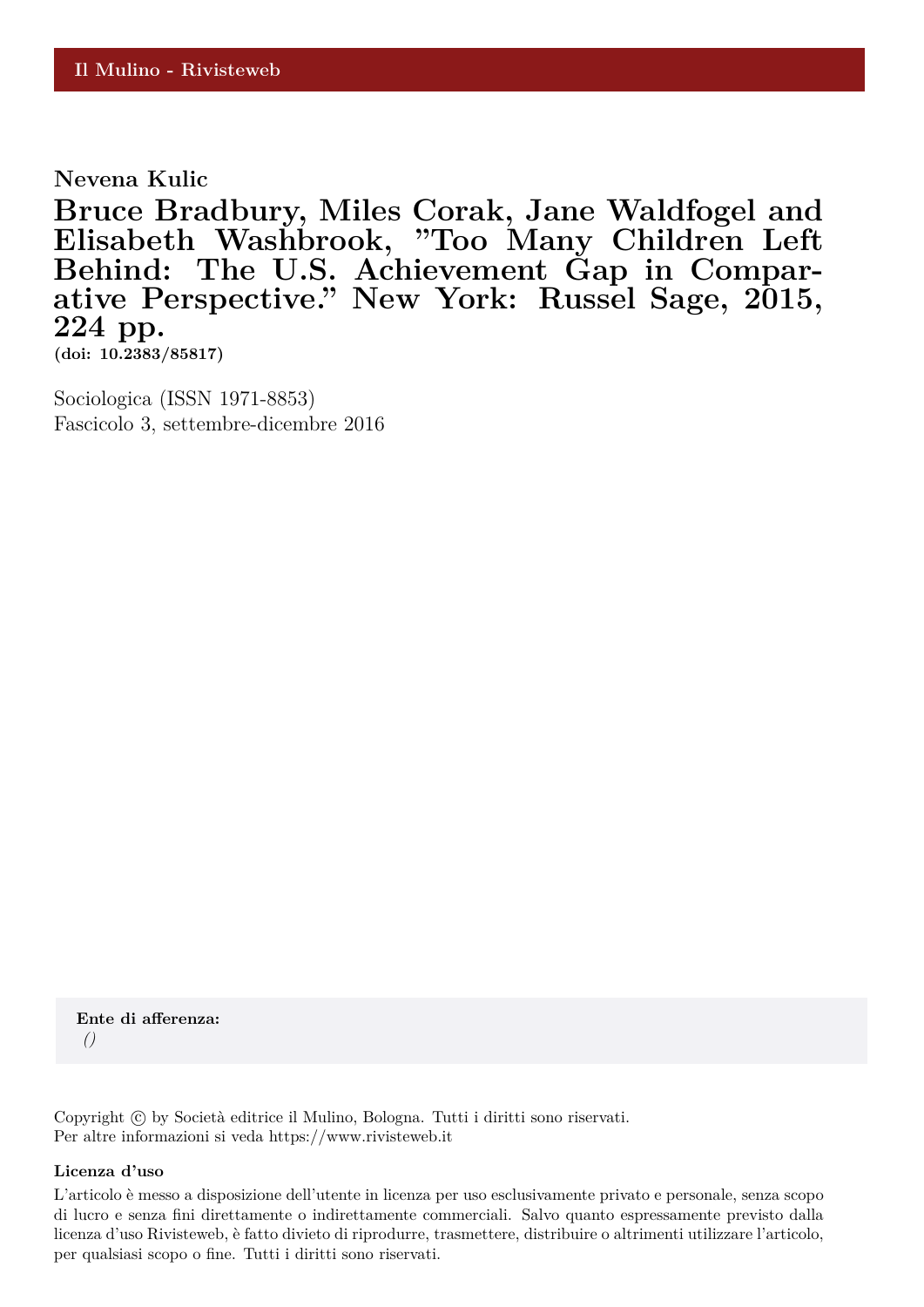Il Mulino - Rivisteweb

**Nevena Kulic**

# Bruce Bradbury, Miles Corak, Jane Waldfogel and Elisabeth Washbrook, "Too Many Children Left Behind: The U.S. Achievement Gap in Comparative Perspective." New York: Russel Sage, 2015, 224 pp.

**(doi: 10.2383/85817)**

Sociologica (ISSN 1971-8853)
Fascicolo 3, settembre-dicembre 2016

**Ente di afferenza:**
*()*

Copyright © by Società editrice il Mulino, Bologna. Tutti i diritti sono riservati.
Per altre informazioni si veda https://www.rivisteweb.it

**Licenza d'uso**

L'articolo è messo a disposizione dell'utente in licenza per uso esclusivamente privato e personale, senza scopo di lucro e senza fini direttamente o indirettamente commerciali. Salvo quanto espressamente previsto dalla licenza d'uso Rivisteweb, è fatto divieto di riprodurre, trasmettere, distribuire o altrimenti utilizzare l'articolo, per qualsiasi scopo o fine. Tutti i diritti sono riservati.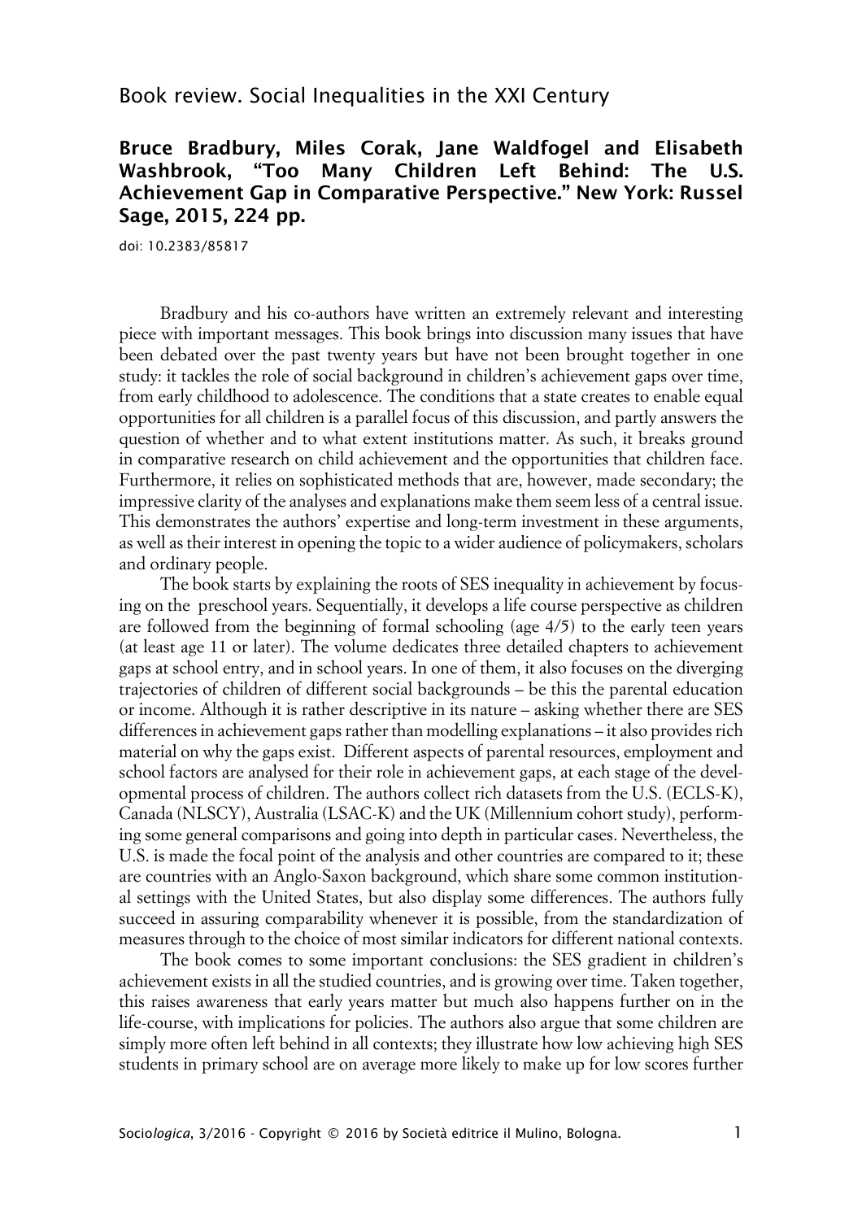Book review. Social Inequalities in the XXI Century

## Bruce Bradbury, Miles Corak, Jane Waldfogel and Elisabeth Washbrook, "Too Many Children Left Behind: The U.S. Achievement Gap in Comparative Perspective." New York: Russel Sage, 2015, 224 pp.

doi: 10.2383/85817

Bradbury and his co-authors have written an extremely relevant and interesting piece with important messages. This book brings into discussion many issues that have been debated over the past twenty years but have not been brought together in one study: it tackles the role of social background in children's achievement gaps over time, from early childhood to adolescence. The conditions that a state creates to enable equal opportunities for all children is a parallel focus of this discussion, and partly answers the question of whether and to what extent institutions matter. As such, it breaks ground in comparative research on child achievement and the opportunities that children face. Furthermore, it relies on sophisticated methods that are, however, made secondary; the impressive clarity of the analyses and explanations make them seem less of a central issue. This demonstrates the authors' expertise and long-term investment in these arguments, as well as their interest in opening the topic to a wider audience of policymakers, scholars and ordinary people.

The book starts by explaining the roots of SES inequality in achievement by focusing on the preschool years. Sequentially, it develops a life course perspective as children are followed from the beginning of formal schooling (age 4/5) to the early teen years (at least age 11 or later). The volume dedicates three detailed chapters to achievement gaps at school entry, and in school years. In one of them, it also focuses on the diverging trajectories of children of different social backgrounds – be this the parental education or income. Although it is rather descriptive in its nature – asking whether there are SES differences in achievement gaps rather than modelling explanations – it also provides rich material on why the gaps exist. Different aspects of parental resources, employment and school factors are analysed for their role in achievement gaps, at each stage of the developmental process of children. The authors collect rich datasets from the U.S. (ECLS-K), Canada (NLSCY), Australia (LSAC-K) and the UK (Millennium cohort study), performing some general comparisons and going into depth in particular cases. Nevertheless, the U.S. is made the focal point of the analysis and other countries are compared to it; these are countries with an Anglo-Saxon background, which share some common institutional settings with the United States, but also display some differences. The authors fully succeed in assuring comparability whenever it is possible, from the standardization of measures through to the choice of most similar indicators for different national contexts.

The book comes to some important conclusions: the SES gradient in children's achievement exists in all the studied countries, and is growing over time. Taken together, this raises awareness that early years matter but much also happens further on in the life-course, with implications for policies. The authors also argue that some children are simply more often left behind in all contexts; they illustrate how low achieving high SES students in primary school are on average more likely to make up for low scores further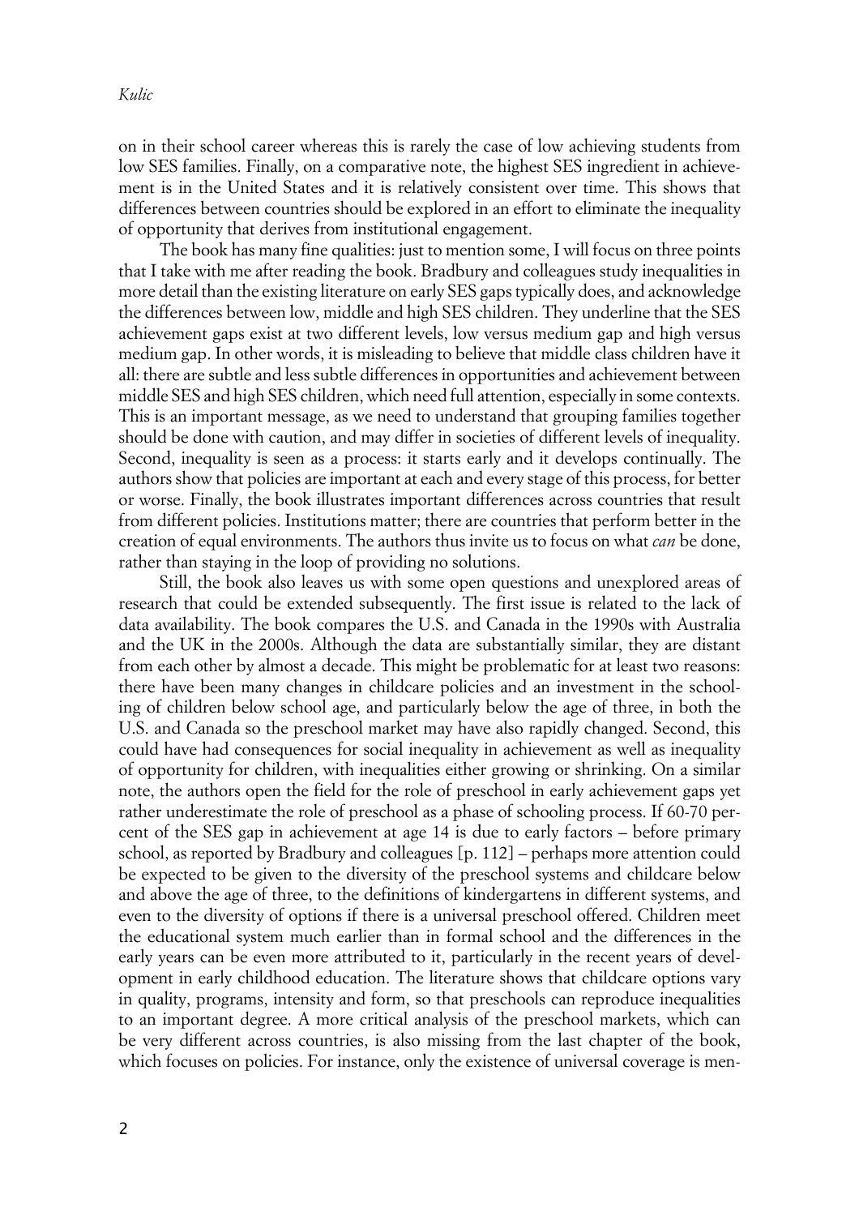on in their school career whereas this is rarely the case of low achieving students from low SES families. Finally, on a comparative note, the highest SES ingredient in achievement is in the United States and it is relatively consistent over time. This shows that differences between countries should be explored in an effort to eliminate the inequality of opportunity that derives from institutional engagement.

The book has many fine qualities: just to mention some, I will focus on three points that I take with me after reading the book. Bradbury and colleagues study inequalities in more detail than the existing literature on early SES gaps typically does, and acknowledge the differences between low, middle and high SES children. They underline that the SES achievement gaps exist at two different levels, low versus medium gap and high versus medium gap. In other words, it is misleading to believe that middle class children have it all: there are subtle and less subtle differences in opportunities and achievement between middle SES and high SES children, which need full attention, especially in some contexts. This is an important message, as we need to understand that grouping families together should be done with caution, and may differ in societies of different levels of inequality. Second, inequality is seen as a process: it starts early and it develops continually. The authors show that policies are important at each and every stage of this process, for better or worse. Finally, the book illustrates important differences across countries that result from different policies. Institutions matter; there are countries that perform better in the creation of equal environments. The authors thus invite us to focus on what *can* be done, rather than staying in the loop of providing no solutions.

Still, the book also leaves us with some open questions and unexplored areas of research that could be extended subsequently. The first issue is related to the lack of data availability. The book compares the U.S. and Canada in the 1990s with Australia and the UK in the 2000s. Although the data are substantially similar, they are distant from each other by almost a decade. This might be problematic for at least two reasons: there have been many changes in childcare policies and an investment in the schooling of children below school age, and particularly below the age of three, in both the U.S. and Canada so the preschool market may have also rapidly changed. Second, this could have had consequences for social inequality in achievement as well as inequality of opportunity for children, with inequalities either growing or shrinking. On a similar note, the authors open the field for the role of preschool in early achievement gaps yet rather underestimate the role of preschool as a phase of schooling process. If 60-70 percent of the SES gap in achievement at age 14 is due to early factors – before primary school, as reported by Bradbury and colleagues [p. 112] – perhaps more attention could be expected to be given to the diversity of the preschool systems and childcare below and above the age of three, to the definitions of kindergartens in different systems, and even to the diversity of options if there is a universal preschool offered. Children meet the educational system much earlier than in formal school and the differences in the early years can be even more attributed to it, particularly in the recent years of development in early childhood education. The literature shows that childcare options vary in quality, programs, intensity and form, so that preschools can reproduce inequalities to an important degree. A more critical analysis of the preschool markets, which can be very different across countries, is also missing from the last chapter of the book, which focuses on policies. For instance, only the existence of universal coverage is men-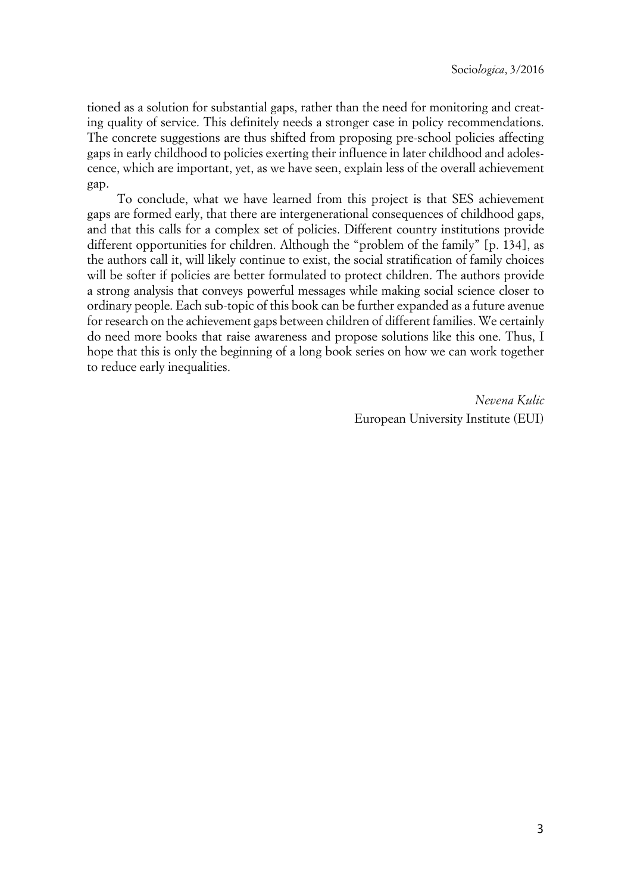tioned as a solution for substantial gaps, rather than the need for monitoring and creating quality of service. This definitely needs a stronger case in policy recommendations. The concrete suggestions are thus shifted from proposing pre-school policies affecting gaps in early childhood to policies exerting their influence in later childhood and adolescence, which are important, yet, as we have seen, explain less of the overall achievement gap.

To conclude, what we have learned from this project is that SES achievement gaps are formed early, that there are intergenerational consequences of childhood gaps, and that this calls for a complex set of policies. Different country institutions provide different opportunities for children. Although the "problem of the family" [p. 134], as the authors call it, will likely continue to exist, the social stratification of family choices will be softer if policies are better formulated to protect children. The authors provide a strong analysis that conveys powerful messages while making social science closer to ordinary people. Each sub-topic of this book can be further expanded as a future avenue for research on the achievement gaps between children of different families. We certainly do need more books that raise awareness and propose solutions like this one. Thus, I hope that this is only the beginning of a long book series on how we can work together to reduce early inequalities.

*Nevena Kulic*
European University Institute (EUI)